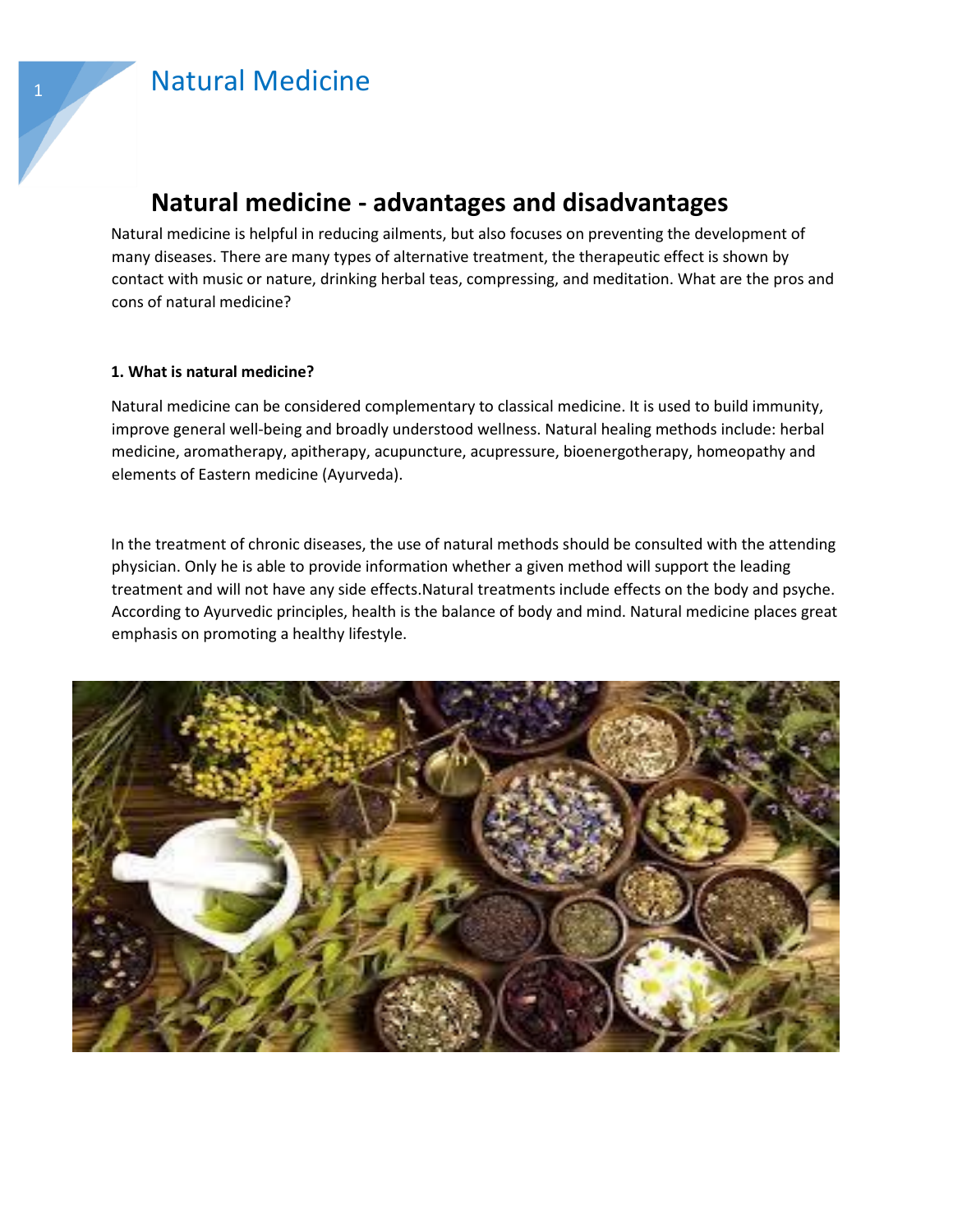# Natural medicine - advantages and disadvantages

Natural medicine is helpful in reducing ailments, but also focuses on preventing the development of many diseases. There are many types of alternative treatment, the therapeutic effect is shown by contact with music or nature, drinking herbal teas, compressing, and meditation. What are the pros and cons of natural medicine?

**1. What is natural medicine?**

Natural medicine can be considered complementary to classical medicine. It is used to build immunity, improve general well-being and broadly understood wellness. Natural healing methods include: herbal medicine, aromatherapy, apitherapy, acupuncture, acupressure, bioenergotherapy, homeopathy and elements of Eastern medicine (Ayurveda).

In the treatment of chronic diseases, the use of natural methods should be consulted with the attending physician. Only he is able to provide information whether a given method will support the leading treatment and will not have any side effects.Natural treatments include effects on the body and psyche. According to Ayurvedic principles, health is the balance of body and mind. Natural medicine places great emphasis on promoting a healthy lifestyle.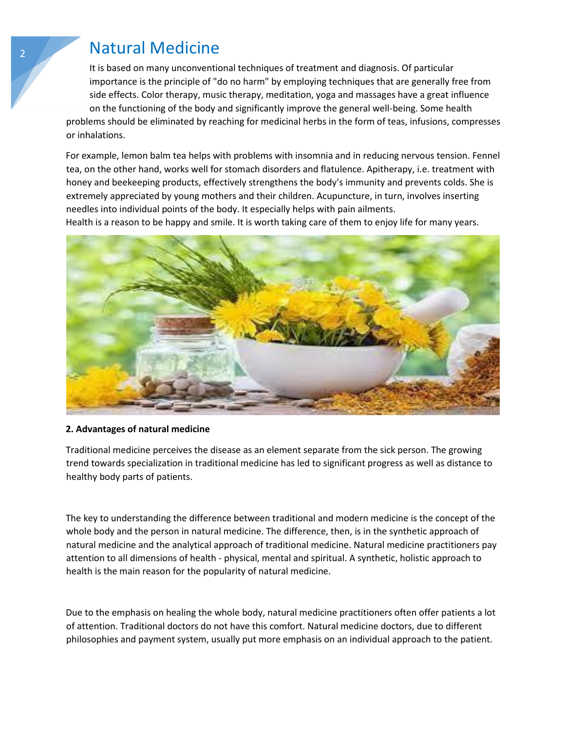# Natural Medicine

It is based on many unconventional techniques of treatment and diagnosis. Of particular importance is the principle of "do no harm" by employing techniques that are generally free from side effects. Color therapy, music therapy, meditation, yoga and massages have a great influence on the functioning of the body and significantly improve the general well-being. Some health problems should be eliminated by reaching for medicinal herbs in the form of teas, infusions, compresses or inhalations.

For example, lemon balm tea helps with problems with insomnia and in reducing nervous tension. Fennel tea, on the other hand, works well for stomach disorders and flatulence. Apitherapy, i.e. treatment with honey and beekeeping products, effectively strengthens the body's immunity and prevents colds. She is extremely appreciated by young mothers and their children. Acupuncture, in turn, involves inserting needles into individual points of the body. It especially helps with pain ailments.
Health is a reason to be happy and smile. It is worth taking care of them to enjoy life for many years.

**2. Advantages of natural medicine**

Traditional medicine perceives the disease as an element separate from the sick person. The growing trend towards specialization in traditional medicine has led to significant progress as well as distance to healthy body parts of patients.

The key to understanding the difference between traditional and modern medicine is the concept of the whole body and the person in natural medicine. The difference, then, is in the synthetic approach of natural medicine and the analytical approach of traditional medicine. Natural medicine practitioners pay attention to all dimensions of health - physical, mental and spiritual. A synthetic, holistic approach to health is the main reason for the popularity of natural medicine.

Due to the emphasis on healing the whole body, natural medicine practitioners often offer patients a lot of attention. Traditional doctors do not have this comfort. Natural medicine doctors, due to different philosophies and payment system, usually put more emphasis on an individual approach to the patient.